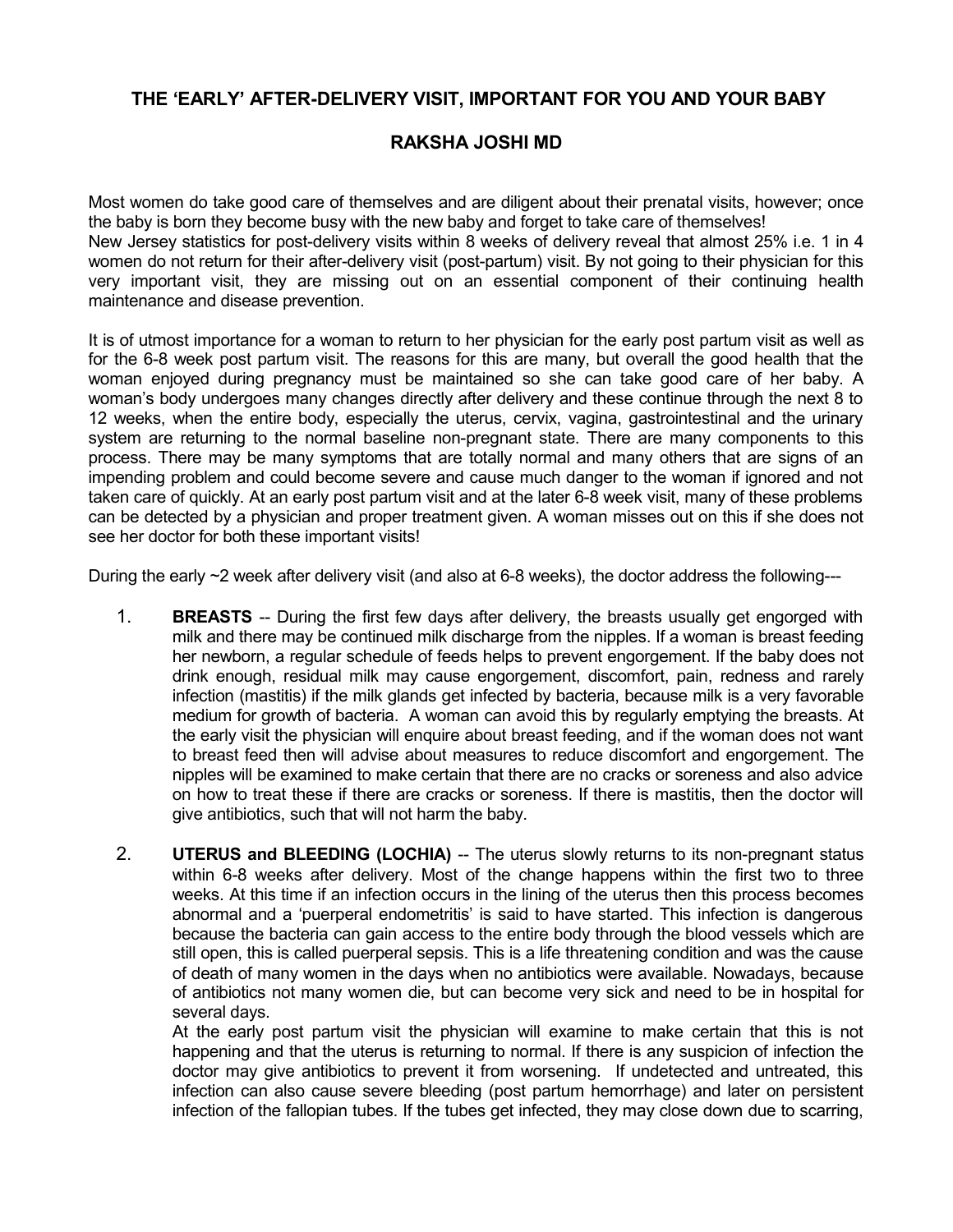# THE 'EARLY' AFTER-DELIVERY VISIT, IMPORTANT FOR YOU AND YOUR BABY

## RAKSHA JOSHI MD

Most women do take good care of themselves and are diligent about their prenatal visits, however; once the baby is born they become busy with the new baby and forget to take care of themselves!
New Jersey statistics for post-delivery visits within 8 weeks of delivery reveal that almost 25% i.e. 1 in 4 women do not return for their after-delivery visit (post-partum) visit. By not going to their physician for this very important visit, they are missing out on an essential component of their continuing health maintenance and disease prevention.

It is of utmost importance for a woman to return to her physician for the early post partum visit as well as for the 6-8 week post partum visit. The reasons for this are many, but overall the good health that the woman enjoyed during pregnancy must be maintained so she can take good care of her baby. A woman's body undergoes many changes directly after delivery and these continue through the next 8 to 12 weeks, when the entire body, especially the uterus, cervix, vagina, gastrointestinal and the urinary system are returning to the normal baseline non-pregnant state. There are many components to this process. There may be many symptoms that are totally normal and many others that are signs of an impending problem and could become severe and cause much danger to the woman if ignored and not taken care of quickly. At an early post partum visit and at the later 6-8 week visit, many of these problems can be detected by a physician and proper treatment given. A woman misses out on this if she does not see her doctor for both these important visits!

During the early ~2 week after delivery visit (and also at 6-8 weeks), the doctor address the following---

1. **BREASTS** -- During the first few days after delivery, the breasts usually get engorged with milk and there may be continued milk discharge from the nipples. If a woman is breast feeding her newborn, a regular schedule of feeds helps to prevent engorgement. If the baby does not drink enough, residual milk may cause engorgement, discomfort, pain, redness and rarely infection (mastitis) if the milk glands get infected by bacteria, because milk is a very favorable medium for growth of bacteria. A woman can avoid this by regularly emptying the breasts. At the early visit the physician will enquire about breast feeding, and if the woman does not want to breast feed then will advise about measures to reduce discomfort and engorgement. The nipples will be examined to make certain that there are no cracks or soreness and also advice on how to treat these if there are cracks or soreness. If there is mastitis, then the doctor will give antibiotics, such that will not harm the baby.

2. **UTERUS and BLEEDING (LOCHIA)** -- The uterus slowly returns to its non-pregnant status within 6-8 weeks after delivery. Most of the change happens within the first two to three weeks. At this time if an infection occurs in the lining of the uterus then this process becomes abnormal and a 'puerperal endometritis' is said to have started. This infection is dangerous because the bacteria can gain access to the entire body through the blood vessels which are still open, this is called puerperal sepsis. This is a life threatening condition and was the cause of death of many women in the days when no antibiotics were available. Nowadays, because of antibiotics not many women die, but can become very sick and need to be in hospital for several days.
   At the early post partum visit the physician will examine to make certain that this is not happening and that the uterus is returning to normal. If there is any suspicion of infection the doctor may give antibiotics to prevent it from worsening. If undetected and untreated, this infection can also cause severe bleeding (post partum hemorrhage) and later on persistent infection of the fallopian tubes. If the tubes get infected, they may close down due to scarring,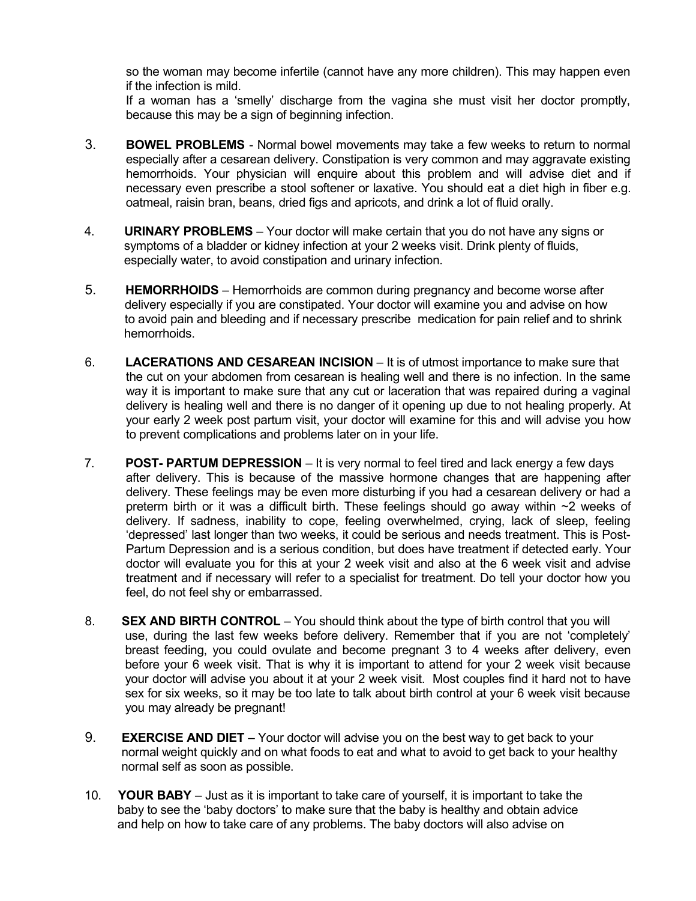so the woman may become infertile (cannot have any more children). This may happen even if the infection is mild.

If a woman has a 'smelly' discharge from the vagina she must visit her doctor promptly, because this may be a sign of beginning infection.

3. **BOWEL PROBLEMS** - Normal bowel movements may take a few weeks to return to normal especially after a cesarean delivery. Constipation is very common and may aggravate existing hemorrhoids. Your physician will enquire about this problem and will advise diet and if necessary even prescribe a stool softener or laxative. You should eat a diet high in fiber e.g. oatmeal, raisin bran, beans, dried figs and apricots, and drink a lot of fluid orally.

4. **URINARY PROBLEMS** – Your doctor will make certain that you do not have any signs or symptoms of a bladder or kidney infection at your 2 weeks visit. Drink plenty of fluids, especially water, to avoid constipation and urinary infection.

5. **HEMORRHOIDS** – Hemorrhoids are common during pregnancy and become worse after delivery especially if you are constipated. Your doctor will examine you and advise on how to avoid pain and bleeding and if necessary prescribe medication for pain relief and to shrink hemorrhoids.

6. **LACERATIONS AND CESAREAN INCISION** – It is of utmost importance to make sure that the cut on your abdomen from cesarean is healing well and there is no infection. In the same way it is important to make sure that any cut or laceration that was repaired during a vaginal delivery is healing well and there is no danger of it opening up due to not healing properly. At your early 2 week post partum visit, your doctor will examine for this and will advise you how to prevent complications and problems later on in your life.

7. **POST- PARTUM DEPRESSION** – It is very normal to feel tired and lack energy a few days after delivery. This is because of the massive hormone changes that are happening after delivery. These feelings may be even more disturbing if you had a cesarean delivery or had a preterm birth or it was a difficult birth. These feelings should go away within ~2 weeks of delivery. If sadness, inability to cope, feeling overwhelmed, crying, lack of sleep, feeling 'depressed' last longer than two weeks, it could be serious and needs treatment. This is Post-Partum Depression and is a serious condition, but does have treatment if detected early. Your doctor will evaluate you for this at your 2 week visit and also at the 6 week visit and advise treatment and if necessary will refer to a specialist for treatment. Do tell your doctor how you feel, do not feel shy or embarrassed.

8. **SEX AND BIRTH CONTROL** – You should think about the type of birth control that you will use, during the last few weeks before delivery. Remember that if you are not 'completely' breast feeding, you could ovulate and become pregnant 3 to 4 weeks after delivery, even before your 6 week visit. That is why it is important to attend for your 2 week visit because your doctor will advise you about it at your 2 week visit. Most couples find it hard not to have sex for six weeks, so it may be too late to talk about birth control at your 6 week visit because you may already be pregnant!

9. **EXERCISE AND DIET** – Your doctor will advise you on the best way to get back to your normal weight quickly and on what foods to eat and what to avoid to get back to your healthy normal self as soon as possible.

10. **YOUR BABY** – Just as it is important to take care of yourself, it is important to take the baby to see the 'baby doctors' to make sure that the baby is healthy and obtain advice and help on how to take care of any problems. The baby doctors will also advise on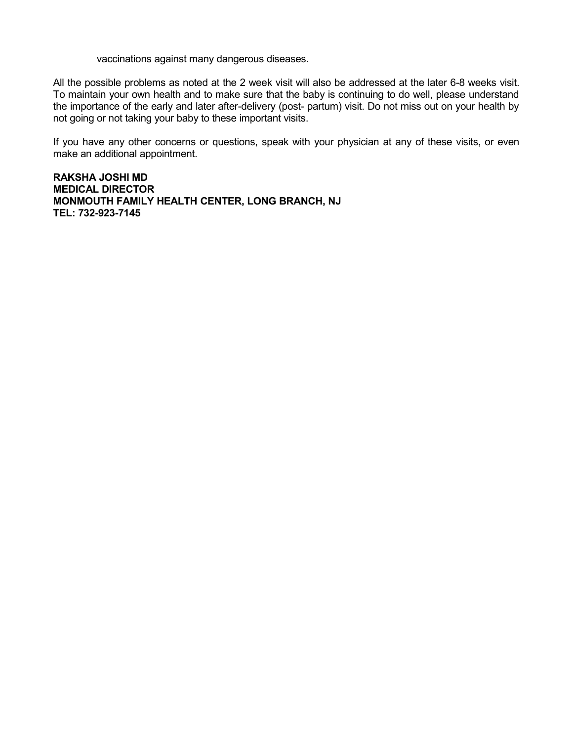vaccinations against many dangerous diseases.

All the possible problems as noted at the 2 week visit will also be addressed at the later 6-8 weeks visit. To maintain your own health and to make sure that the baby is continuing to do well, please understand the importance of the early and later after-delivery (post- partum) visit. Do not miss out on your health by not going or not taking your baby to these important visits.

If you have any other concerns or questions, speak with your physician at any of these visits, or even make an additional appointment.

**RAKSHA JOSHI MD**
**MEDICAL DIRECTOR**
**MONMOUTH FAMILY HEALTH CENTER, LONG BRANCH, NJ**
**TEL: 732-923-7145**